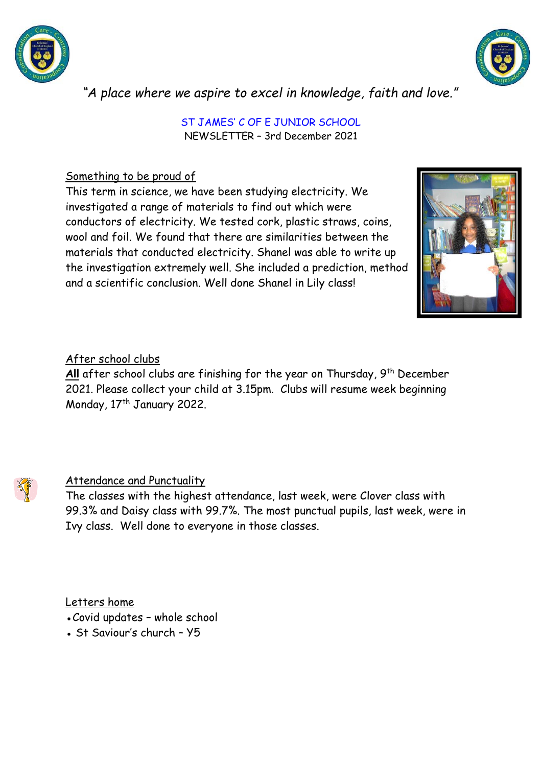*"A place where we aspire to excel in knowledge, faith and love."*

ST JAMES' C OF E JUNIOR SCHOOL

NEWSLETTER – 3rd December 2021

## Something to be proud of

This term in science, we have been studying electricity. We investigated a range of materials to find out which were conductors of electricity. We tested cork, plastic straws, coins, wool and foil. We found that there are similarities between the materials that conducted electricity. Shanel was able to write up the investigation extremely well. She included a prediction, method and a scientific conclusion. Well done Shanel in Lily class!

## After school clubs

**All** after school clubs are finishing for the year on Thursday, 9th December 2021. Please collect your child at 3.15pm. Clubs will resume week beginning Monday, 17th January 2022.

## Attendance and Punctuality

The classes with the highest attendance, last week, were Clover class with 99.3% and Daisy class with 99.7%. The most punctual pupils, last week, were in Ivy class. Well done to everyone in those classes.

## Letters home

- Covid updates – whole school
- St Saviour's church – Y5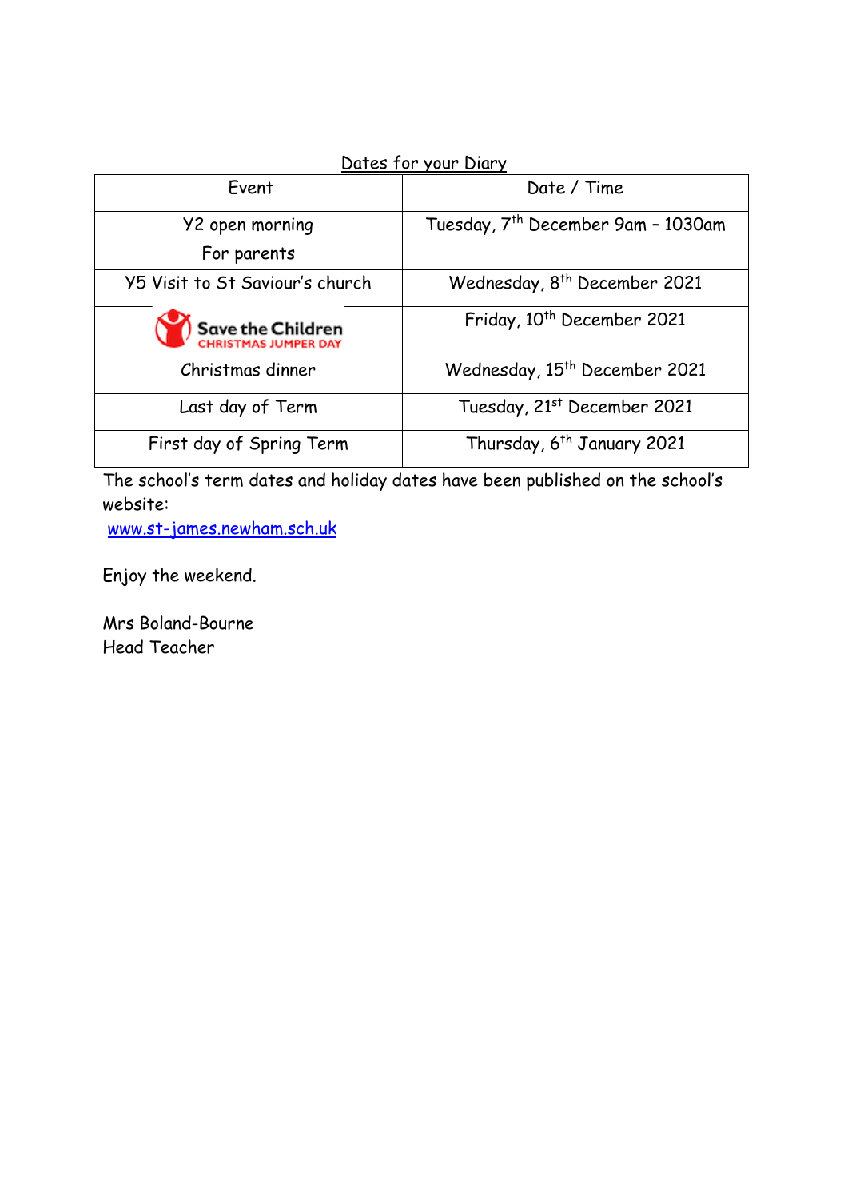<u>Dates for your Diary</u>

| Event | Date / Time |
|---|---|
| Y2 open morning For parents | Tuesday, 7th December 9am – 1030am |
| Y5 Visit to St Saviour's church | Wednesday, 8th December 2021 |
| Save the Children CHRISTMAS JUMPER DAY | Friday, 10th December 2021 |
| Christmas dinner | Wednesday, 15th December 2021 |
| Last day of Term | Tuesday, 21st December 2021 |
| First day of Spring Term | Thursday, 6th January 2021 |

The school's term dates and holiday dates have been published on the school's website:
www.st-james.newham.sch.uk

Enjoy the weekend.

Mrs Boland-Bourne
Head Teacher